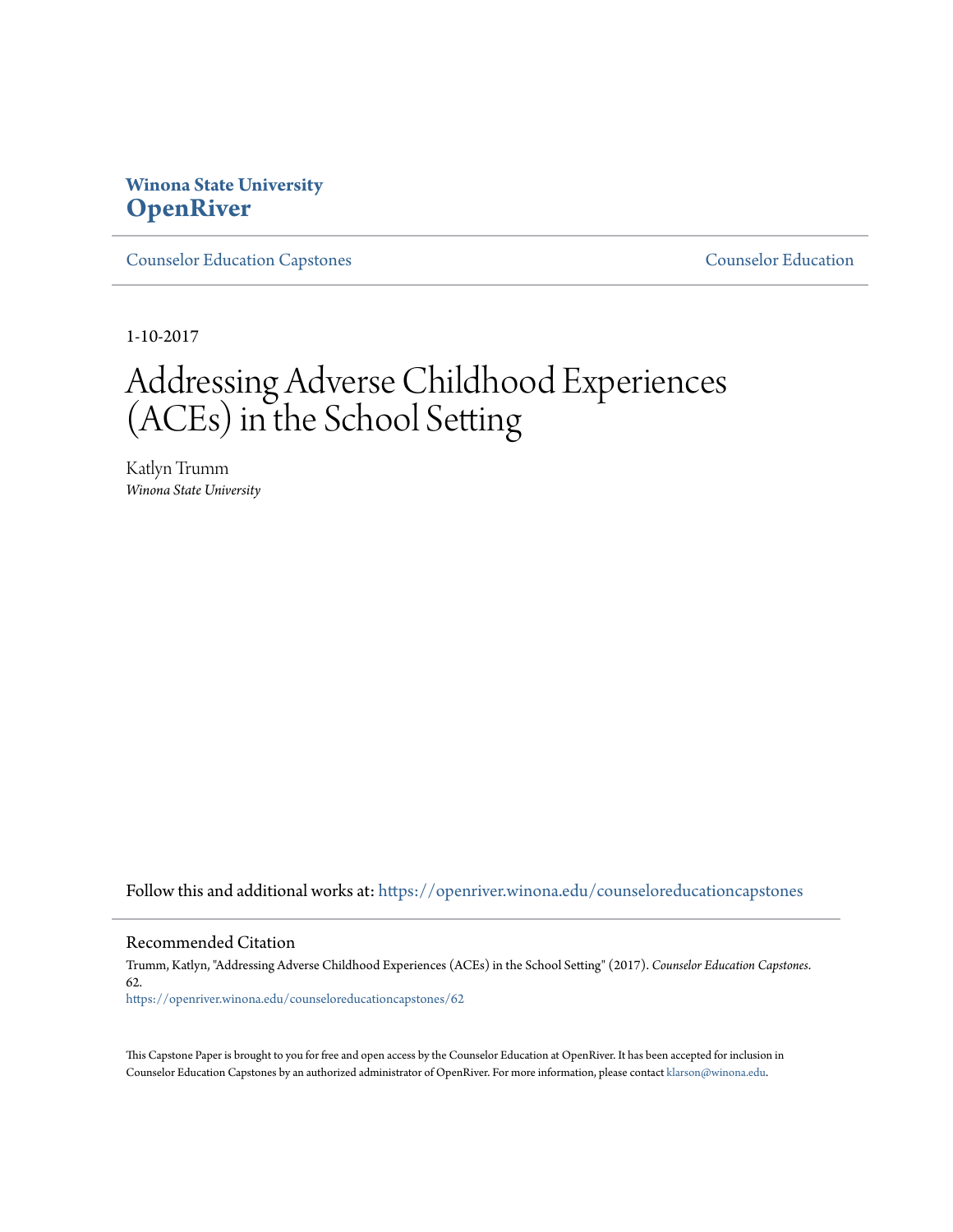**Winona State University**
**OpenRiver**

Counselor Education Capstones | Counselor Education

1-10-2017

# Addressing Adverse Childhood Experiences (ACEs) in the School Setting

Katlyn Trumm
*Winona State University*

Follow this and additional works at: https://openriver.winona.edu/counseloreducationcapstones

## Recommended Citation

Trumm, Katlyn, "Addressing Adverse Childhood Experiences (ACEs) in the School Setting" (2017). *Counselor Education Capstones*. 62.
https://openriver.winona.edu/counseloreducationcapstones/62

This Capstone Paper is brought to you for free and open access by the Counselor Education at OpenRiver. It has been accepted for inclusion in Counselor Education Capstones by an authorized administrator of OpenRiver. For more information, please contact klarson@winona.edu.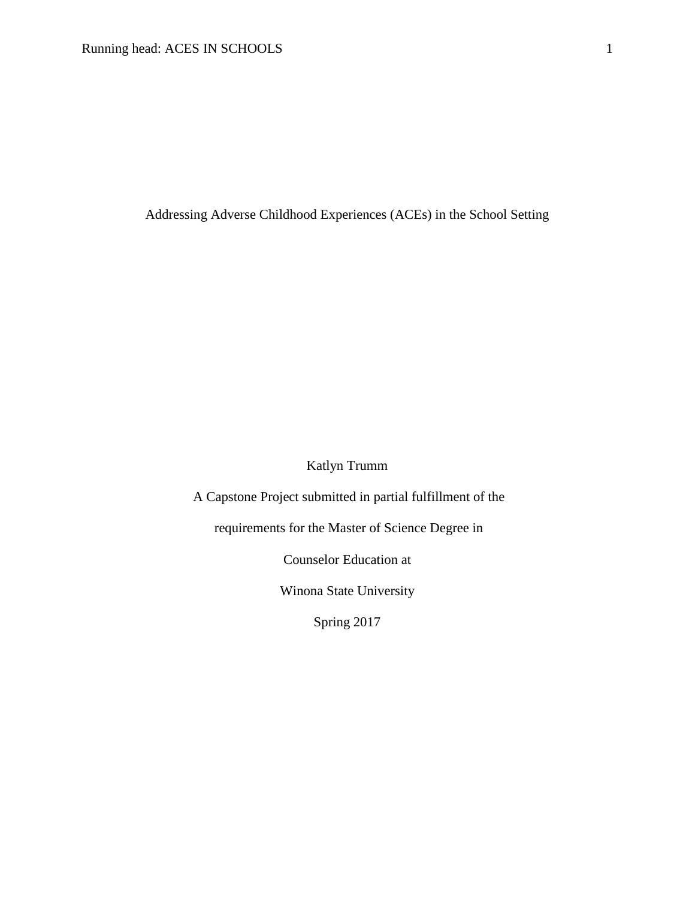# Addressing Adverse Childhood Experiences (ACEs) in the School Setting

Katlyn Trumm

A Capstone Project submitted in partial fulfillment of the

requirements for the Master of Science Degree in

Counselor Education at

Winona State University

Spring 2017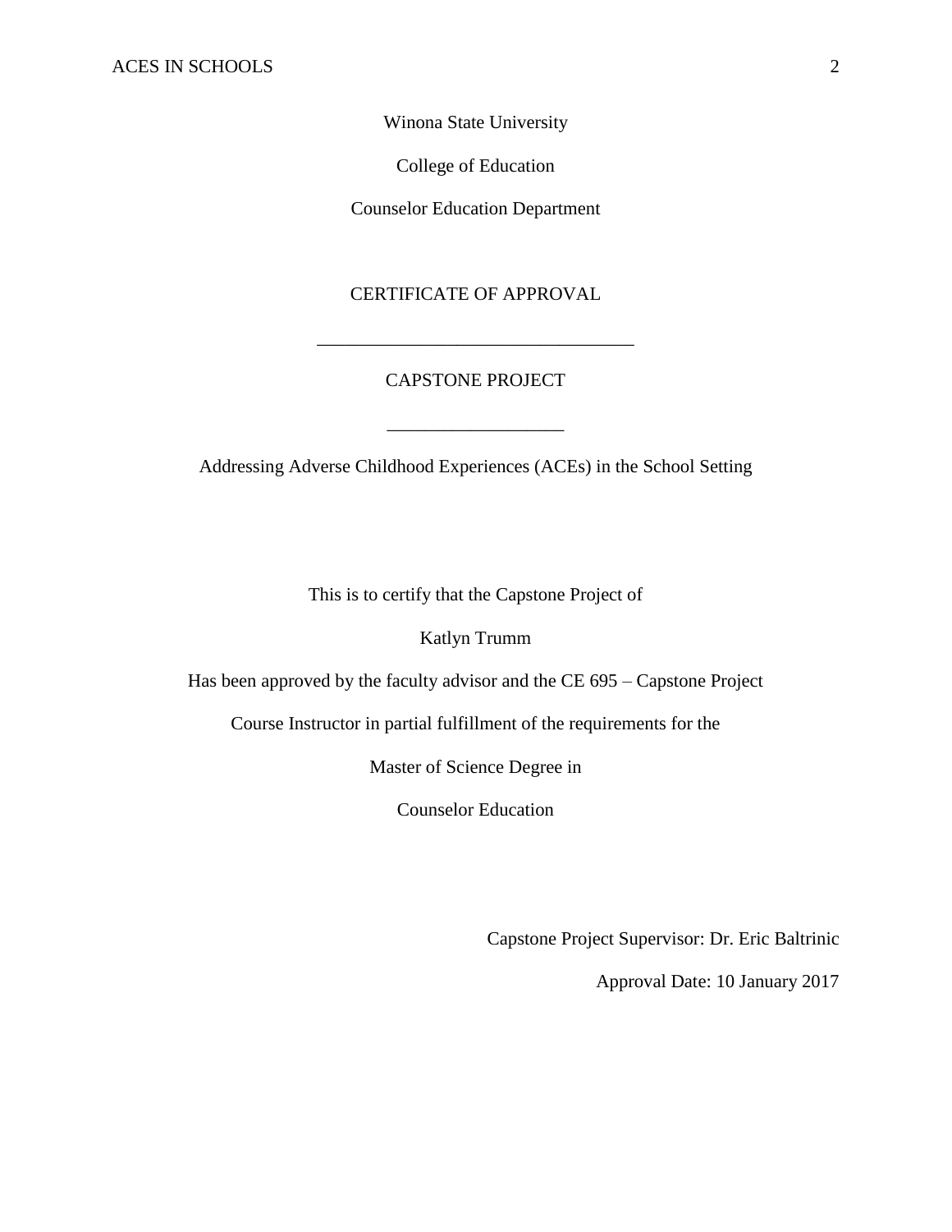Winona State University

College of Education

Counselor Education Department

CERTIFICATE OF APPROVAL

________________________________

CAPSTONE PROJECT

__________________

Addressing Adverse Childhood Experiences (ACEs) in the School Setting

This is to certify that the Capstone Project of

Katlyn Trumm

Has been approved by the faculty advisor and the CE 695 – Capstone Project

Course Instructor in partial fulfillment of the requirements for the

Master of Science Degree in

Counselor Education

Capstone Project Supervisor: Dr. Eric Baltrinic

Approval Date: 10 January 2017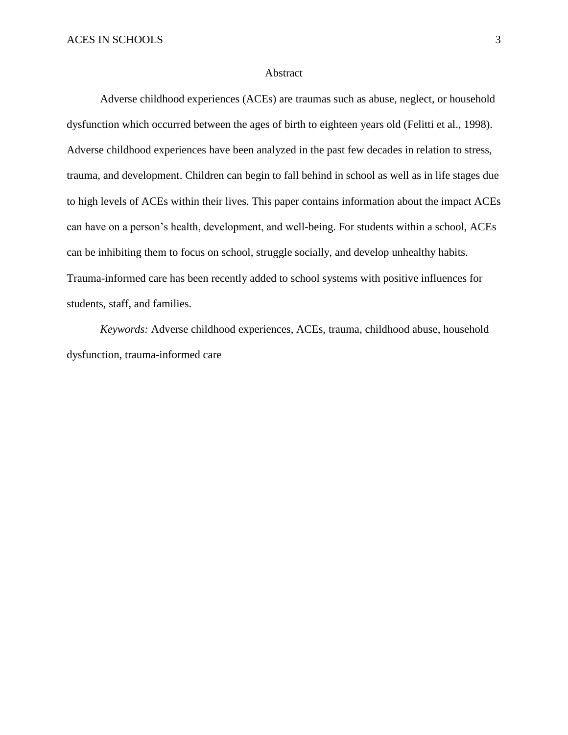# Abstract

Adverse childhood experiences (ACEs) are traumas such as abuse, neglect, or household dysfunction which occurred between the ages of birth to eighteen years old (Felitti et al., 1998). Adverse childhood experiences have been analyzed in the past few decades in relation to stress, trauma, and development. Children can begin to fall behind in school as well as in life stages due to high levels of ACEs within their lives. This paper contains information about the impact ACEs can have on a person's health, development, and well-being. For students within a school, ACEs can be inhibiting them to focus on school, struggle socially, and develop unhealthy habits. Trauma-informed care has been recently added to school systems with positive influences for students, staff, and families.

*Keywords:* Adverse childhood experiences, ACEs, trauma, childhood abuse, household dysfunction, trauma-informed care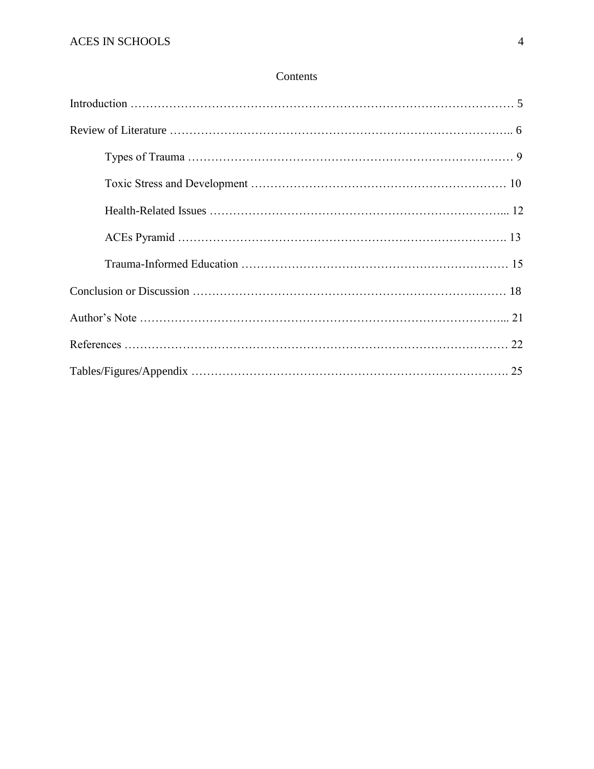# Contents

Introduction …………………………………………………………………………………… 5

Review of Literature ……………………………………………………………………….. 6

- Types of Trauma ………………………………………………………………………… 9
- Toxic Stress and Development ………………………………………………………… 10
- Health-Related Issues …………………………………………………………………... 12
- ACEs Pyramid ………………………………………………………………………. 13
- Trauma-Informed Education …………………………………………………………… 15

Conclusion or Discussion ……………………………………………………………………… 18

Author's Note ……………………………………………………………………………... 21

References …………………………………………………………………………………… 22

Tables/Figures/Appendix ……………………………………………………………………. 25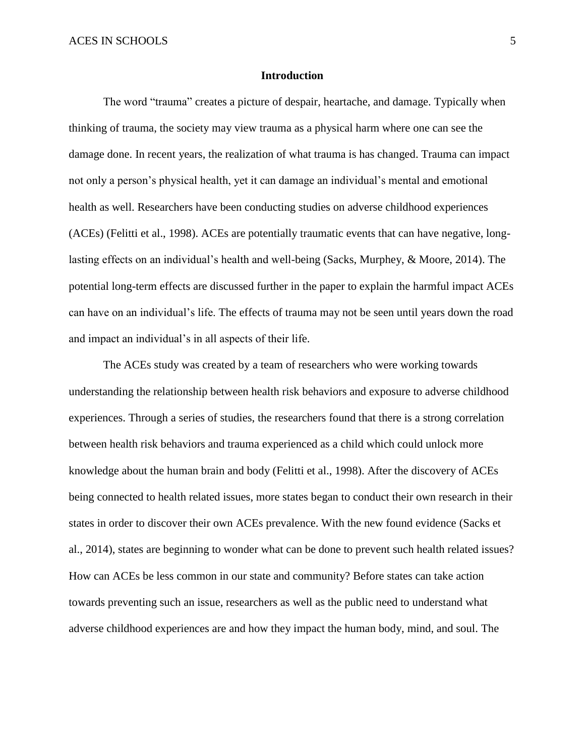# Introduction

The word "trauma" creates a picture of despair, heartache, and damage. Typically when thinking of trauma, the society may view trauma as a physical harm where one can see the damage done. In recent years, the realization of what trauma is has changed. Trauma can impact not only a person's physical health, yet it can damage an individual's mental and emotional health as well. Researchers have been conducting studies on adverse childhood experiences (ACEs) (Felitti et al., 1998). ACEs are potentially traumatic events that can have negative, long-lasting effects on an individual's health and well-being (Sacks, Murphey, & Moore, 2014). The potential long-term effects are discussed further in the paper to explain the harmful impact ACEs can have on an individual's life. The effects of trauma may not be seen until years down the road and impact an individual's in all aspects of their life.

The ACEs study was created by a team of researchers who were working towards understanding the relationship between health risk behaviors and exposure to adverse childhood experiences. Through a series of studies, the researchers found that there is a strong correlation between health risk behaviors and trauma experienced as a child which could unlock more knowledge about the human brain and body (Felitti et al., 1998). After the discovery of ACEs being connected to health related issues, more states began to conduct their own research in their states in order to discover their own ACEs prevalence. With the new found evidence (Sacks et al., 2014), states are beginning to wonder what can be done to prevent such health related issues? How can ACEs be less common in our state and community? Before states can take action towards preventing such an issue, researchers as well as the public need to understand what adverse childhood experiences are and how they impact the human body, mind, and soul. The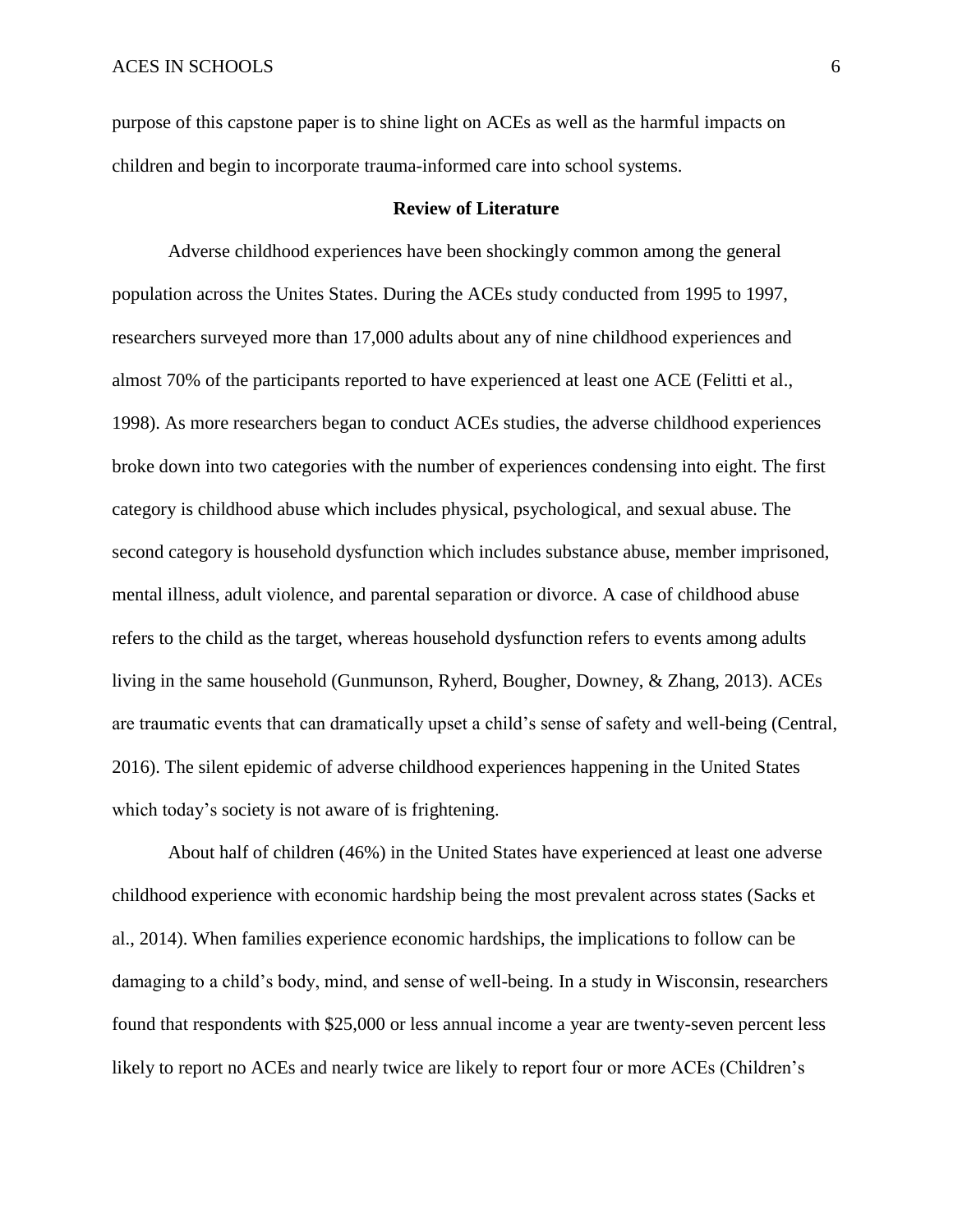purpose of this capstone paper is to shine light on ACEs as well as the harmful impacts on children and begin to incorporate trauma-informed care into school systems.

## Review of Literature

Adverse childhood experiences have been shockingly common among the general population across the Unites States. During the ACEs study conducted from 1995 to 1997, researchers surveyed more than 17,000 adults about any of nine childhood experiences and almost 70% of the participants reported to have experienced at least one ACE (Felitti et al., 1998). As more researchers began to conduct ACEs studies, the adverse childhood experiences broke down into two categories with the number of experiences condensing into eight. The first category is childhood abuse which includes physical, psychological, and sexual abuse. The second category is household dysfunction which includes substance abuse, member imprisoned, mental illness, adult violence, and parental separation or divorce. A case of childhood abuse refers to the child as the target, whereas household dysfunction refers to events among adults living in the same household (Gunmunson, Ryherd, Bougher, Downey, & Zhang, 2013). ACEs are traumatic events that can dramatically upset a child's sense of safety and well-being (Central, 2016). The silent epidemic of adverse childhood experiences happening in the United States which today's society is not aware of is frightening.

About half of children (46%) in the United States have experienced at least one adverse childhood experience with economic hardship being the most prevalent across states (Sacks et al., 2014). When families experience economic hardships, the implications to follow can be damaging to a child's body, mind, and sense of well-being. In a study in Wisconsin, researchers found that respondents with $25,000 or less annual income a year are twenty-seven percent less likely to report no ACEs and nearly twice are likely to report four or more ACEs (Children's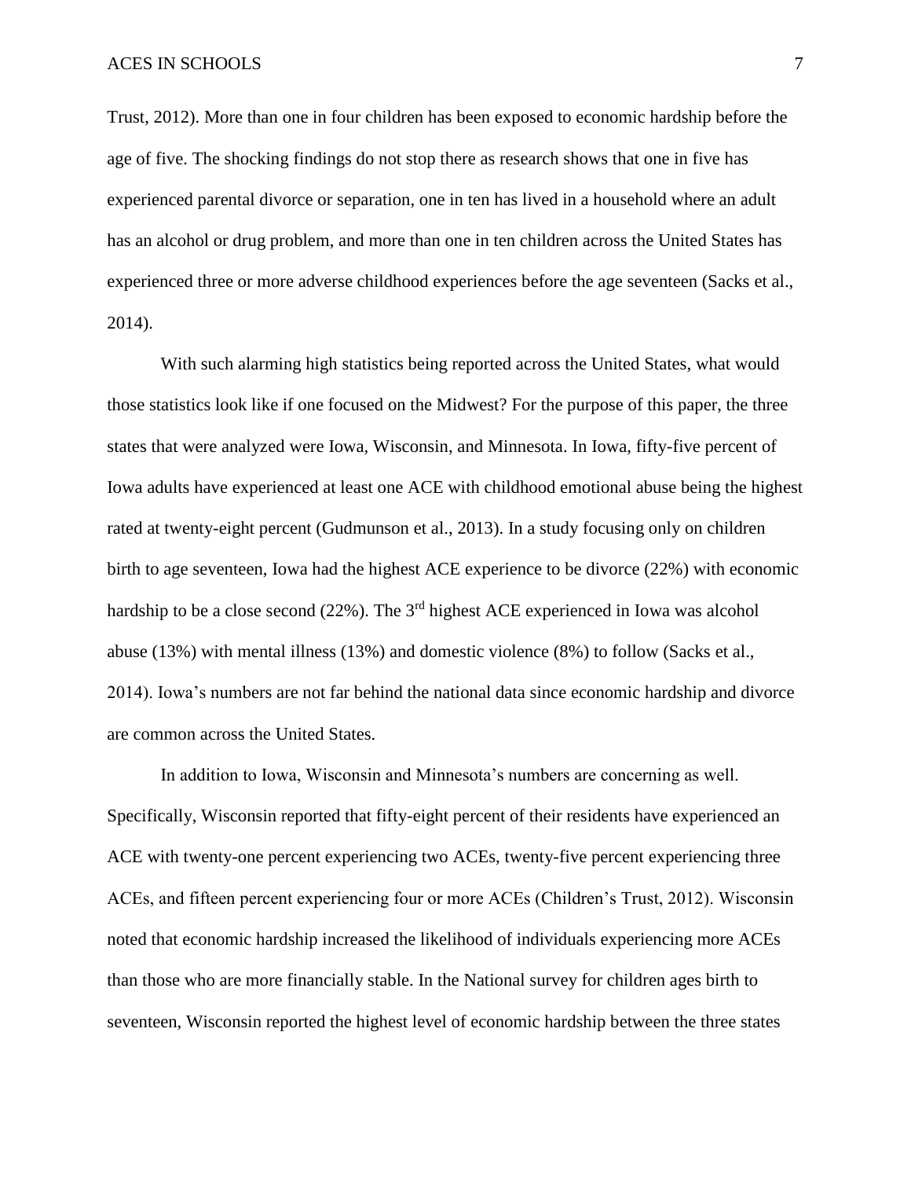Trust, 2012). More than one in four children has been exposed to economic hardship before the age of five. The shocking findings do not stop there as research shows that one in five has experienced parental divorce or separation, one in ten has lived in a household where an adult has an alcohol or drug problem, and more than one in ten children across the United States has experienced three or more adverse childhood experiences before the age seventeen (Sacks et al., 2014).

With such alarming high statistics being reported across the United States, what would those statistics look like if one focused on the Midwest? For the purpose of this paper, the three states that were analyzed were Iowa, Wisconsin, and Minnesota. In Iowa, fifty-five percent of Iowa adults have experienced at least one ACE with childhood emotional abuse being the highest rated at twenty-eight percent (Gudmunson et al., 2013). In a study focusing only on children birth to age seventeen, Iowa had the highest ACE experience to be divorce (22%) with economic hardship to be a close second (22%). The 3rd highest ACE experienced in Iowa was alcohol abuse (13%) with mental illness (13%) and domestic violence (8%) to follow (Sacks et al., 2014). Iowa's numbers are not far behind the national data since economic hardship and divorce are common across the United States.

In addition to Iowa, Wisconsin and Minnesota's numbers are concerning as well. Specifically, Wisconsin reported that fifty-eight percent of their residents have experienced an ACE with twenty-one percent experiencing two ACEs, twenty-five percent experiencing three ACEs, and fifteen percent experiencing four or more ACEs (Children's Trust, 2012). Wisconsin noted that economic hardship increased the likelihood of individuals experiencing more ACEs than those who are more financially stable. In the National survey for children ages birth to seventeen, Wisconsin reported the highest level of economic hardship between the three states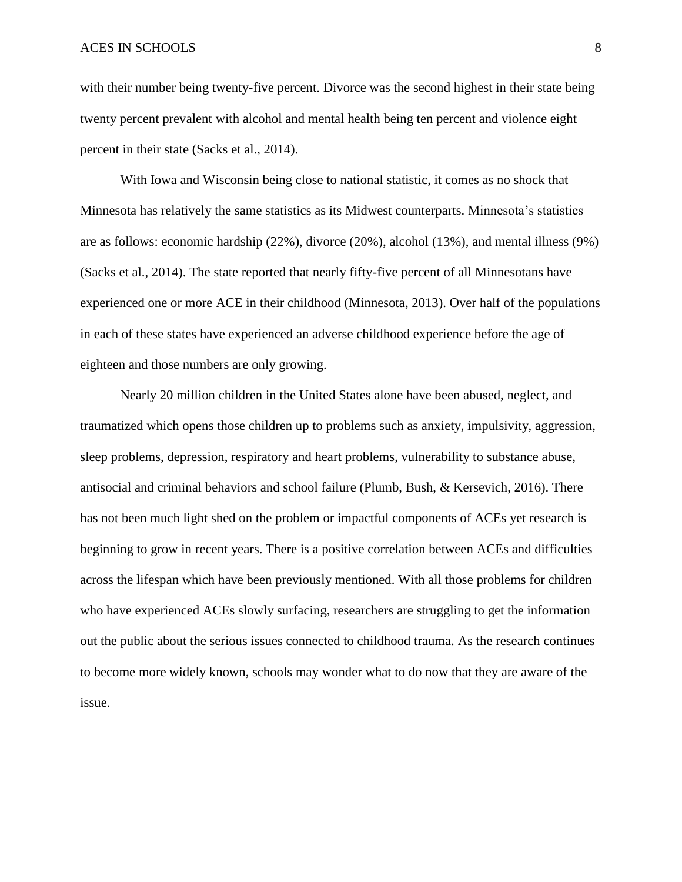with their number being twenty-five percent. Divorce was the second highest in their state being twenty percent prevalent with alcohol and mental health being ten percent and violence eight percent in their state (Sacks et al., 2014).

With Iowa and Wisconsin being close to national statistic, it comes as no shock that Minnesota has relatively the same statistics as its Midwest counterparts. Minnesota's statistics are as follows: economic hardship (22%), divorce (20%), alcohol (13%), and mental illness (9%) (Sacks et al., 2014). The state reported that nearly fifty-five percent of all Minnesotans have experienced one or more ACE in their childhood (Minnesota, 2013). Over half of the populations in each of these states have experienced an adverse childhood experience before the age of eighteen and those numbers are only growing.

Nearly 20 million children in the United States alone have been abused, neglect, and traumatized which opens those children up to problems such as anxiety, impulsivity, aggression, sleep problems, depression, respiratory and heart problems, vulnerability to substance abuse, antisocial and criminal behaviors and school failure (Plumb, Bush, & Kersevich, 2016). There has not been much light shed on the problem or impactful components of ACEs yet research is beginning to grow in recent years. There is a positive correlation between ACEs and difficulties across the lifespan which have been previously mentioned. With all those problems for children who have experienced ACEs slowly surfacing, researchers are struggling to get the information out the public about the serious issues connected to childhood trauma. As the research continues to become more widely known, schools may wonder what to do now that they are aware of the issue.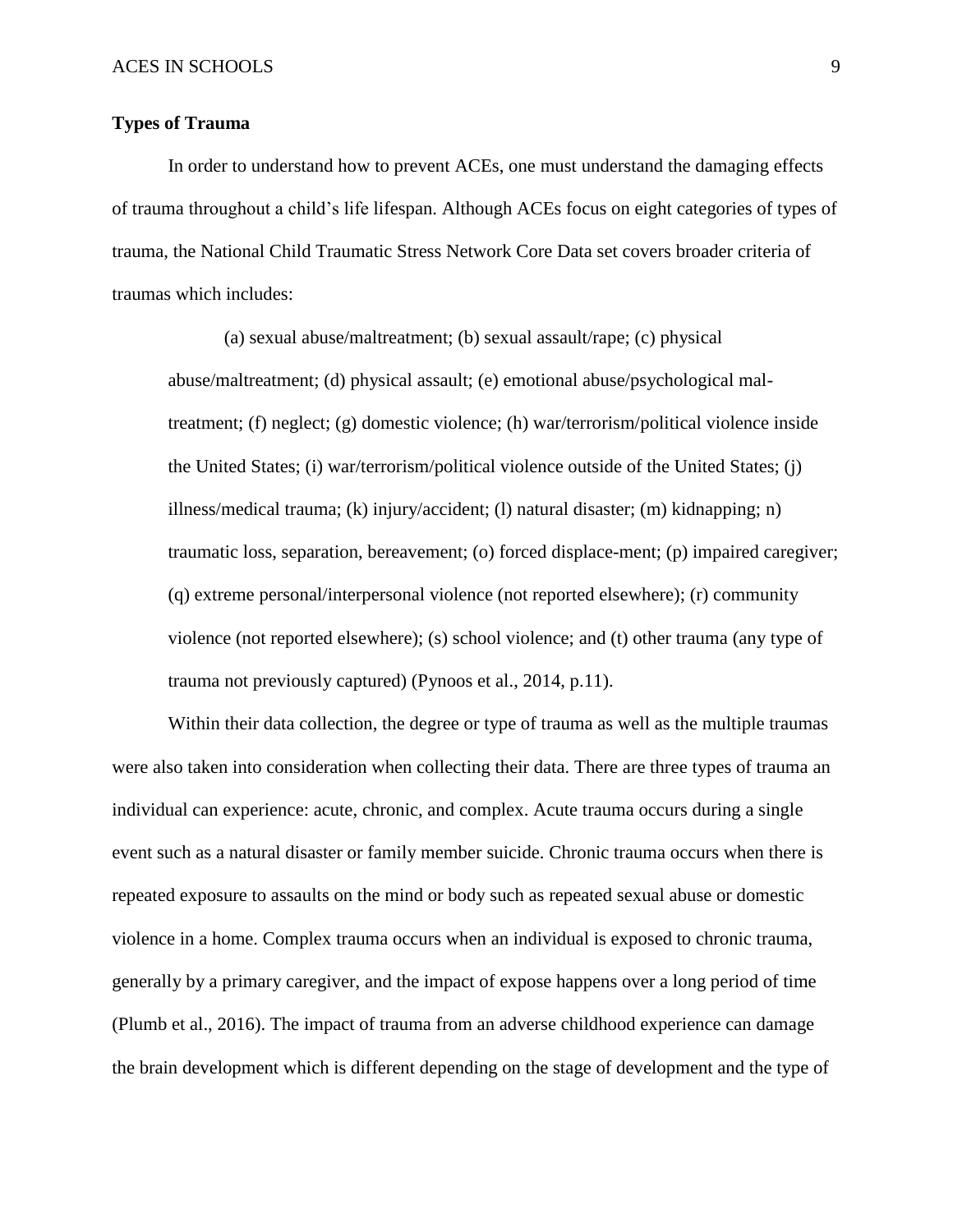**Types of Trauma**

In order to understand how to prevent ACEs, one must understand the damaging effects of trauma throughout a child's life lifespan. Although ACEs focus on eight categories of types of trauma, the National Child Traumatic Stress Network Core Data set covers broader criteria of traumas which includes:

> (a) sexual abuse/maltreatment; (b) sexual assault/rape; (c) physical abuse/maltreatment; (d) physical assault; (e) emotional abuse/psychological mal-treatment; (f) neglect; (g) domestic violence; (h) war/terrorism/political violence inside the United States; (i) war/terrorism/political violence outside of the United States; (j) illness/medical trauma; (k) injury/accident; (l) natural disaster; (m) kidnapping; n) traumatic loss, separation, bereavement; (o) forced displace-ment; (p) impaired caregiver; (q) extreme personal/interpersonal violence (not reported elsewhere); (r) community violence (not reported elsewhere); (s) school violence; and (t) other trauma (any type of trauma not previously captured) (Pynoos et al., 2014, p.11).

Within their data collection, the degree or type of trauma as well as the multiple traumas were also taken into consideration when collecting their data. There are three types of trauma an individual can experience: acute, chronic, and complex. Acute trauma occurs during a single event such as a natural disaster or family member suicide. Chronic trauma occurs when there is repeated exposure to assaults on the mind or body such as repeated sexual abuse or domestic violence in a home. Complex trauma occurs when an individual is exposed to chronic trauma, generally by a primary caregiver, and the impact of expose happens over a long period of time (Plumb et al., 2016). The impact of trauma from an adverse childhood experience can damage the brain development which is different depending on the stage of development and the type of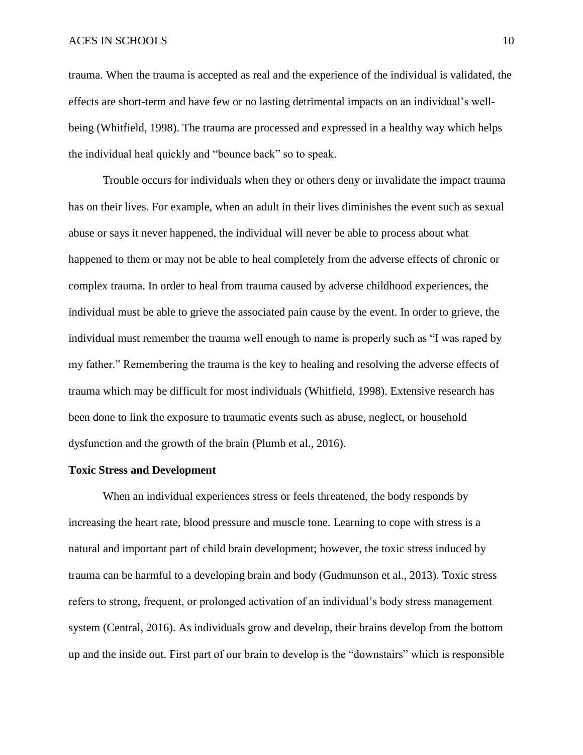trauma. When the trauma is accepted as real and the experience of the individual is validated, the effects are short-term and have few or no lasting detrimental impacts on an individual's well-being (Whitfield, 1998). The trauma are processed and expressed in a healthy way which helps the individual heal quickly and "bounce back" so to speak.

Trouble occurs for individuals when they or others deny or invalidate the impact trauma has on their lives. For example, when an adult in their lives diminishes the event such as sexual abuse or says it never happened, the individual will never be able to process about what happened to them or may not be able to heal completely from the adverse effects of chronic or complex trauma. In order to heal from trauma caused by adverse childhood experiences, the individual must be able to grieve the associated pain cause by the event. In order to grieve, the individual must remember the trauma well enough to name is properly such as "I was raped by my father." Remembering the trauma is the key to healing and resolving the adverse effects of trauma which may be difficult for most individuals (Whitfield, 1998). Extensive research has been done to link the exposure to traumatic events such as abuse, neglect, or household dysfunction and the growth of the brain (Plumb et al., 2016).

**Toxic Stress and Development**

When an individual experiences stress or feels threatened, the body responds by increasing the heart rate, blood pressure and muscle tone. Learning to cope with stress is a natural and important part of child brain development; however, the toxic stress induced by trauma can be harmful to a developing brain and body (Gudmunson et al., 2013). Toxic stress refers to strong, frequent, or prolonged activation of an individual's body stress management system (Central, 2016). As individuals grow and develop, their brains develop from the bottom up and the inside out. First part of our brain to develop is the "downstairs" which is responsible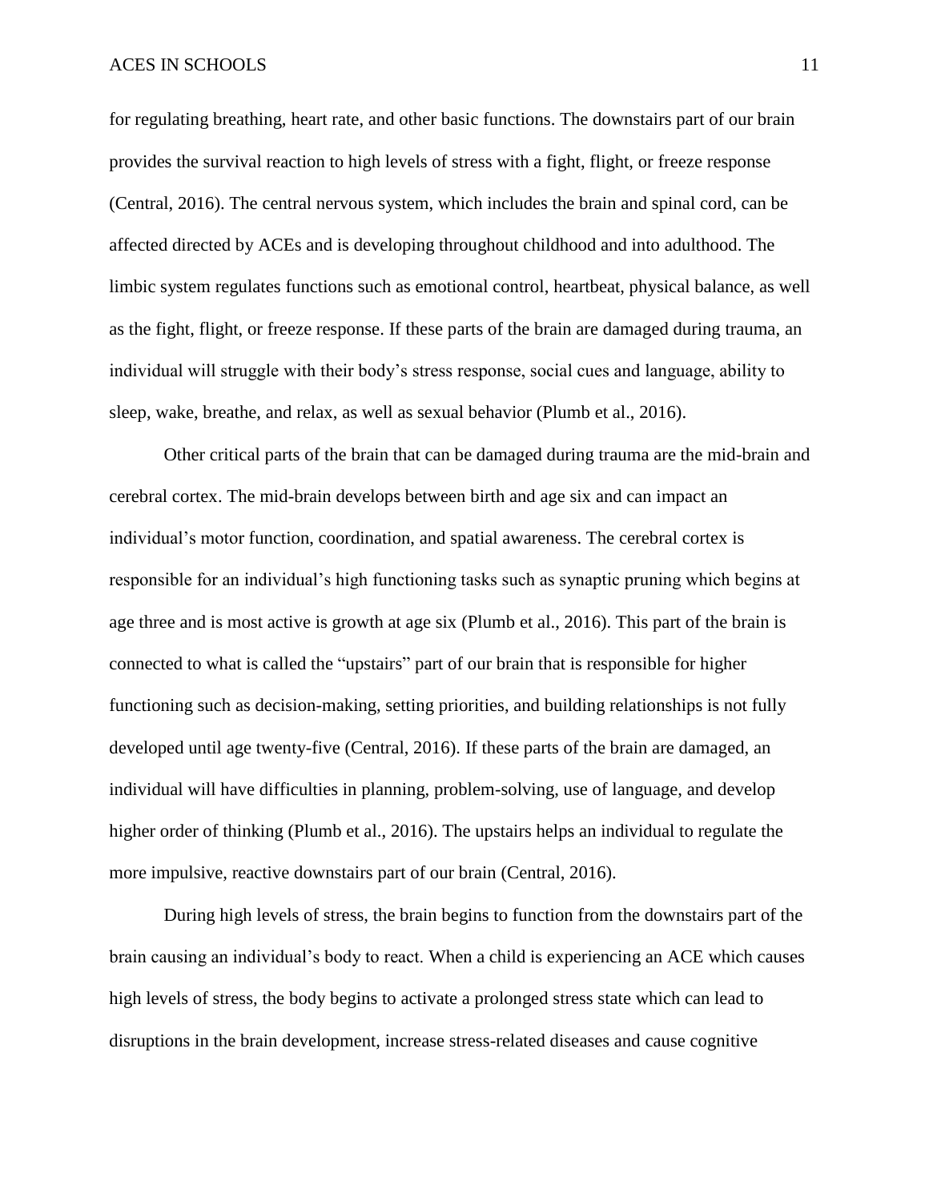for regulating breathing, heart rate, and other basic functions. The downstairs part of our brain provides the survival reaction to high levels of stress with a fight, flight, or freeze response (Central, 2016). The central nervous system, which includes the brain and spinal cord, can be affected directed by ACEs and is developing throughout childhood and into adulthood. The limbic system regulates functions such as emotional control, heartbeat, physical balance, as well as the fight, flight, or freeze response. If these parts of the brain are damaged during trauma, an individual will struggle with their body's stress response, social cues and language, ability to sleep, wake, breathe, and relax, as well as sexual behavior (Plumb et al., 2016).

Other critical parts of the brain that can be damaged during trauma are the mid-brain and cerebral cortex. The mid-brain develops between birth and age six and can impact an individual's motor function, coordination, and spatial awareness. The cerebral cortex is responsible for an individual's high functioning tasks such as synaptic pruning which begins at age three and is most active is growth at age six (Plumb et al., 2016). This part of the brain is connected to what is called the "upstairs" part of our brain that is responsible for higher functioning such as decision-making, setting priorities, and building relationships is not fully developed until age twenty-five (Central, 2016). If these parts of the brain are damaged, an individual will have difficulties in planning, problem-solving, use of language, and develop higher order of thinking (Plumb et al., 2016). The upstairs helps an individual to regulate the more impulsive, reactive downstairs part of our brain (Central, 2016).

During high levels of stress, the brain begins to function from the downstairs part of the brain causing an individual's body to react. When a child is experiencing an ACE which causes high levels of stress, the body begins to activate a prolonged stress state which can lead to disruptions in the brain development, increase stress-related diseases and cause cognitive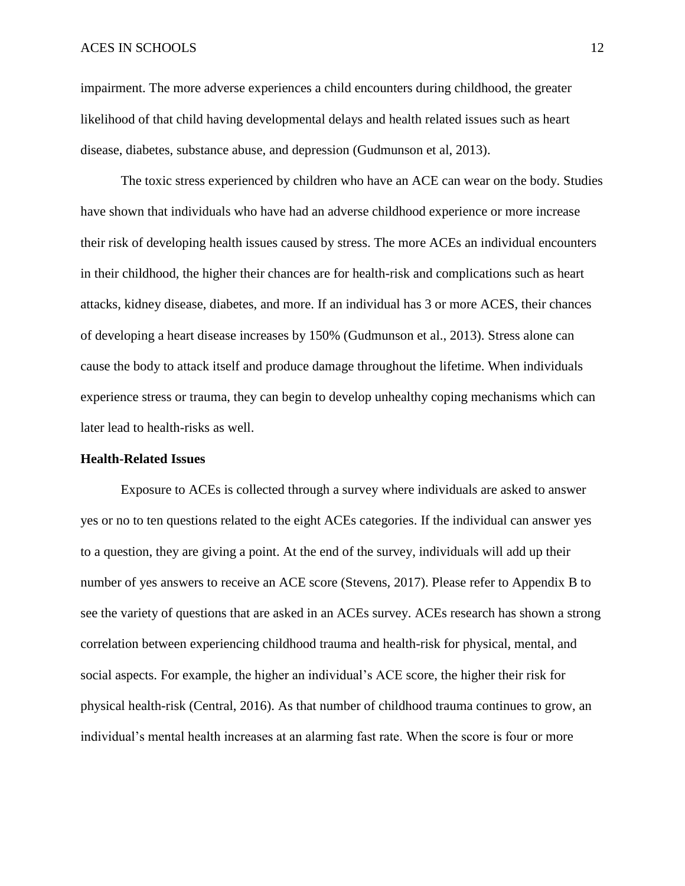impairment. The more adverse experiences a child encounters during childhood, the greater likelihood of that child having developmental delays and health related issues such as heart disease, diabetes, substance abuse, and depression (Gudmunson et al, 2013).

The toxic stress experienced by children who have an ACE can wear on the body. Studies have shown that individuals who have had an adverse childhood experience or more increase their risk of developing health issues caused by stress. The more ACEs an individual encounters in their childhood, the higher their chances are for health-risk and complications such as heart attacks, kidney disease, diabetes, and more. If an individual has 3 or more ACES, their chances of developing a heart disease increases by 150% (Gudmunson et al., 2013). Stress alone can cause the body to attack itself and produce damage throughout the lifetime. When individuals experience stress or trauma, they can begin to develop unhealthy coping mechanisms which can later lead to health-risks as well.

**Health-Related Issues**

Exposure to ACEs is collected through a survey where individuals are asked to answer yes or no to ten questions related to the eight ACEs categories. If the individual can answer yes to a question, they are giving a point. At the end of the survey, individuals will add up their number of yes answers to receive an ACE score (Stevens, 2017). Please refer to Appendix B to see the variety of questions that are asked in an ACEs survey. ACEs research has shown a strong correlation between experiencing childhood trauma and health-risk for physical, mental, and social aspects. For example, the higher an individual's ACE score, the higher their risk for physical health-risk (Central, 2016). As that number of childhood trauma continues to grow, an individual's mental health increases at an alarming fast rate. When the score is four or more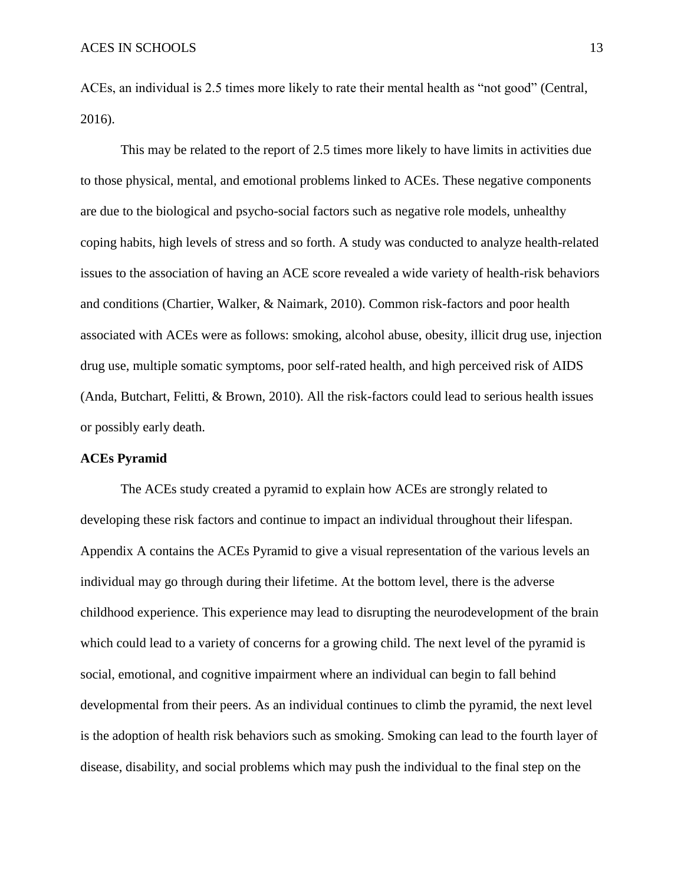ACEs, an individual is 2.5 times more likely to rate their mental health as "not good" (Central, 2016).

This may be related to the report of 2.5 times more likely to have limits in activities due to those physical, mental, and emotional problems linked to ACEs. These negative components are due to the biological and psycho-social factors such as negative role models, unhealthy coping habits, high levels of stress and so forth. A study was conducted to analyze health-related issues to the association of having an ACE score revealed a wide variety of health-risk behaviors and conditions (Chartier, Walker, & Naimark, 2010). Common risk-factors and poor health associated with ACEs were as follows: smoking, alcohol abuse, obesity, illicit drug use, injection drug use, multiple somatic symptoms, poor self-rated health, and high perceived risk of AIDS (Anda, Butchart, Felitti, & Brown, 2010). All the risk-factors could lead to serious health issues or possibly early death.

## ACEs Pyramid

The ACEs study created a pyramid to explain how ACEs are strongly related to developing these risk factors and continue to impact an individual throughout their lifespan. Appendix A contains the ACEs Pyramid to give a visual representation of the various levels an individual may go through during their lifetime. At the bottom level, there is the adverse childhood experience. This experience may lead to disrupting the neurodevelopment of the brain which could lead to a variety of concerns for a growing child. The next level of the pyramid is social, emotional, and cognitive impairment where an individual can begin to fall behind developmental from their peers. As an individual continues to climb the pyramid, the next level is the adoption of health risk behaviors such as smoking. Smoking can lead to the fourth layer of disease, disability, and social problems which may push the individual to the final step on the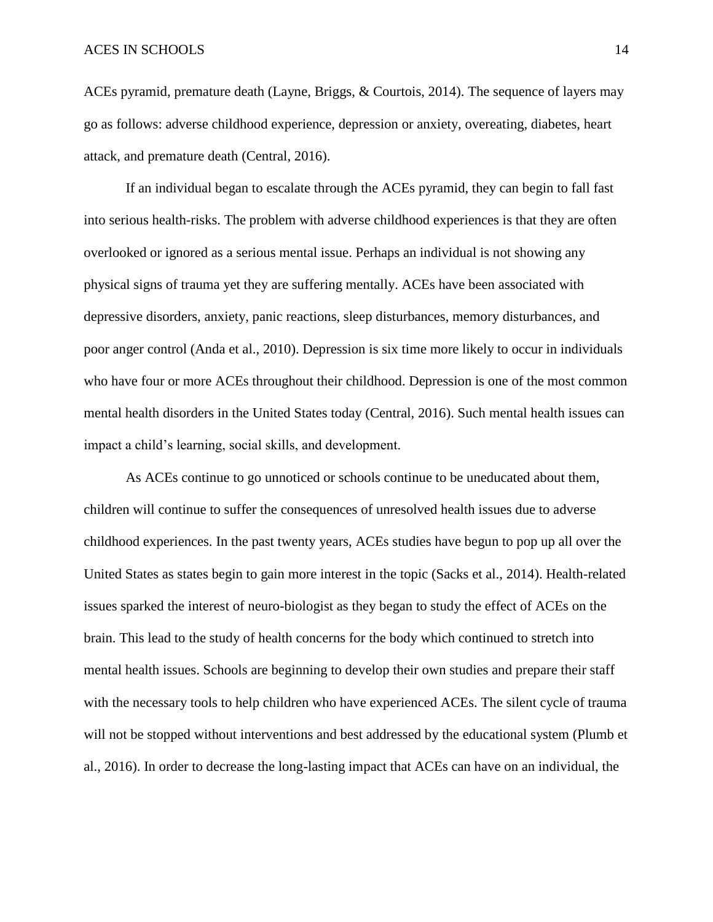ACEs pyramid, premature death (Layne, Briggs, & Courtois, 2014). The sequence of layers may go as follows: adverse childhood experience, depression or anxiety, overeating, diabetes, heart attack, and premature death (Central, 2016).

If an individual began to escalate through the ACEs pyramid, they can begin to fall fast into serious health-risks. The problem with adverse childhood experiences is that they are often overlooked or ignored as a serious mental issue. Perhaps an individual is not showing any physical signs of trauma yet they are suffering mentally. ACEs have been associated with depressive disorders, anxiety, panic reactions, sleep disturbances, memory disturbances, and poor anger control (Anda et al., 2010). Depression is six time more likely to occur in individuals who have four or more ACEs throughout their childhood. Depression is one of the most common mental health disorders in the United States today (Central, 2016). Such mental health issues can impact a child's learning, social skills, and development.

As ACEs continue to go unnoticed or schools continue to be uneducated about them, children will continue to suffer the consequences of unresolved health issues due to adverse childhood experiences. In the past twenty years, ACEs studies have begun to pop up all over the United States as states begin to gain more interest in the topic (Sacks et al., 2014). Health-related issues sparked the interest of neuro-biologist as they began to study the effect of ACEs on the brain. This lead to the study of health concerns for the body which continued to stretch into mental health issues. Schools are beginning to develop their own studies and prepare their staff with the necessary tools to help children who have experienced ACEs. The silent cycle of trauma will not be stopped without interventions and best addressed by the educational system (Plumb et al., 2016). In order to decrease the long-lasting impact that ACEs can have on an individual, the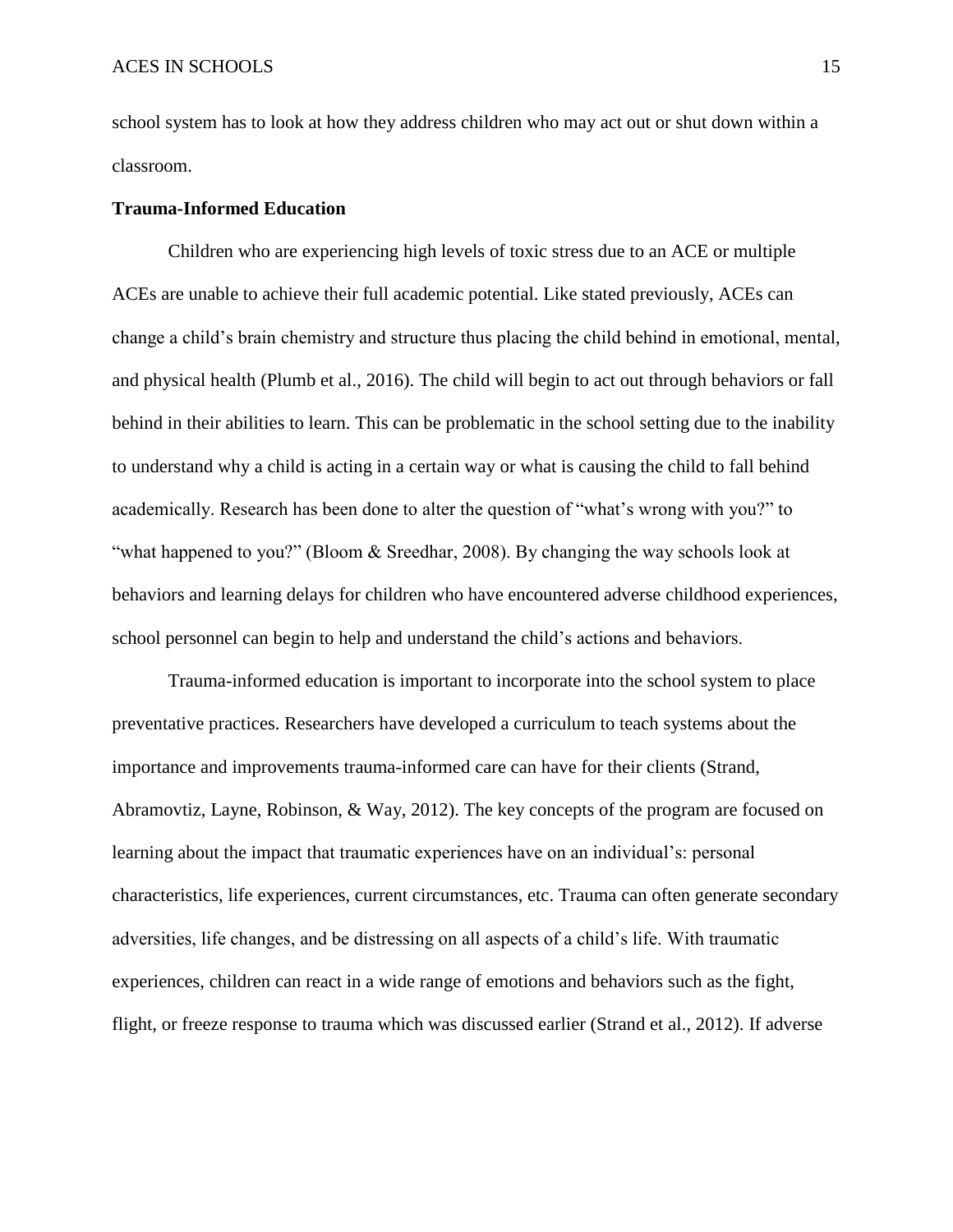school system has to look at how they address children who may act out or shut down within a classroom.

**Trauma-Informed Education**

Children who are experiencing high levels of toxic stress due to an ACE or multiple ACEs are unable to achieve their full academic potential. Like stated previously, ACEs can change a child's brain chemistry and structure thus placing the child behind in emotional, mental, and physical health (Plumb et al., 2016). The child will begin to act out through behaviors or fall behind in their abilities to learn. This can be problematic in the school setting due to the inability to understand why a child is acting in a certain way or what is causing the child to fall behind academically. Research has been done to alter the question of "what's wrong with you?" to "what happened to you?" (Bloom & Sreedhar, 2008). By changing the way schools look at behaviors and learning delays for children who have encountered adverse childhood experiences, school personnel can begin to help and understand the child's actions and behaviors.

Trauma-informed education is important to incorporate into the school system to place preventative practices. Researchers have developed a curriculum to teach systems about the importance and improvements trauma-informed care can have for their clients (Strand, Abramovtiz, Layne, Robinson, & Way, 2012). The key concepts of the program are focused on learning about the impact that traumatic experiences have on an individual's: personal characteristics, life experiences, current circumstances, etc. Trauma can often generate secondary adversities, life changes, and be distressing on all aspects of a child's life. With traumatic experiences, children can react in a wide range of emotions and behaviors such as the fight, flight, or freeze response to trauma which was discussed earlier (Strand et al., 2012). If adverse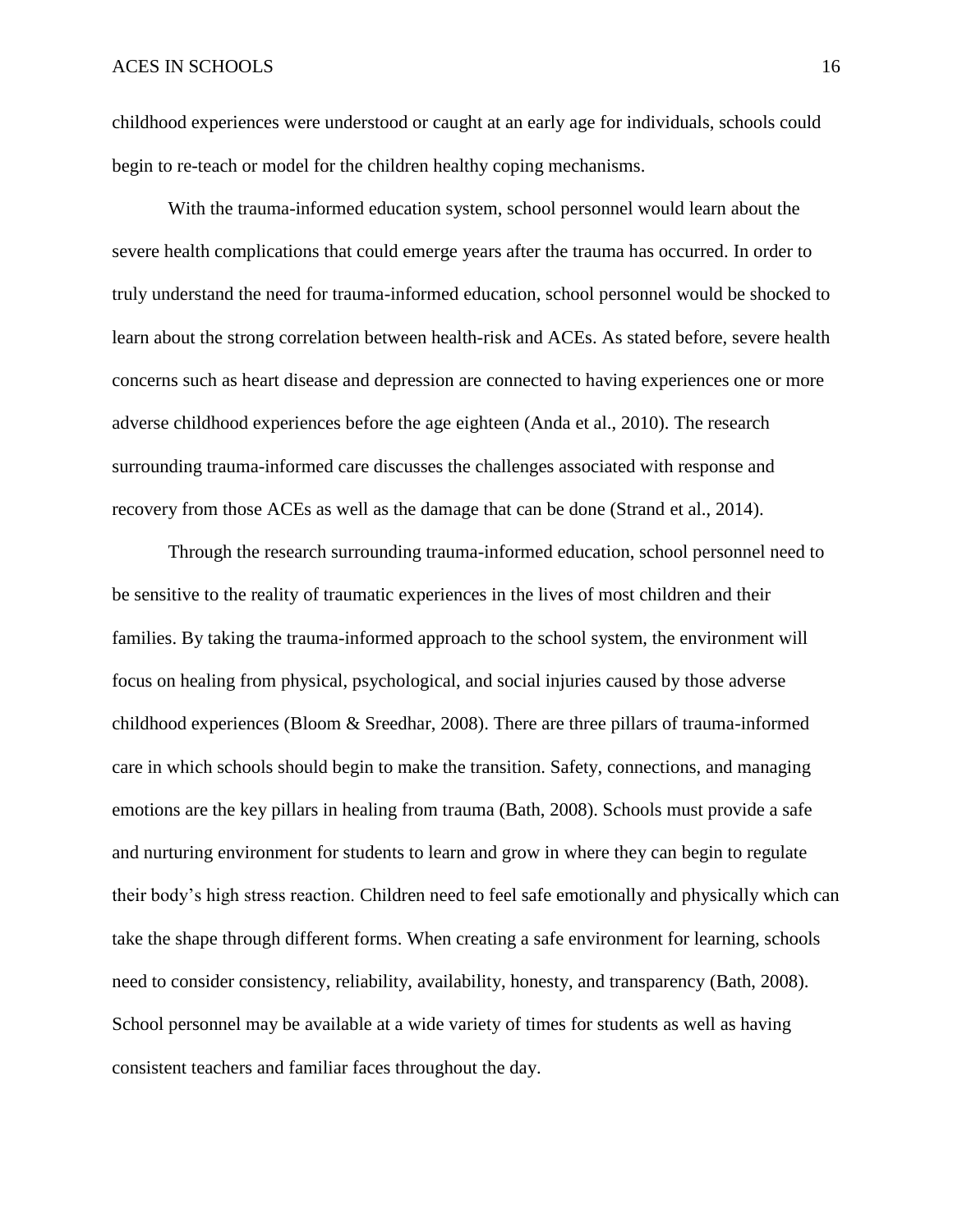childhood experiences were understood or caught at an early age for individuals, schools could begin to re-teach or model for the children healthy coping mechanisms.

With the trauma-informed education system, school personnel would learn about the severe health complications that could emerge years after the trauma has occurred. In order to truly understand the need for trauma-informed education, school personnel would be shocked to learn about the strong correlation between health-risk and ACEs. As stated before, severe health concerns such as heart disease and depression are connected to having experiences one or more adverse childhood experiences before the age eighteen (Anda et al., 2010). The research surrounding trauma-informed care discusses the challenges associated with response and recovery from those ACEs as well as the damage that can be done (Strand et al., 2014).

Through the research surrounding trauma-informed education, school personnel need to be sensitive to the reality of traumatic experiences in the lives of most children and their families. By taking the trauma-informed approach to the school system, the environment will focus on healing from physical, psychological, and social injuries caused by those adverse childhood experiences (Bloom & Sreedhar, 2008). There are three pillars of trauma-informed care in which schools should begin to make the transition. Safety, connections, and managing emotions are the key pillars in healing from trauma (Bath, 2008). Schools must provide a safe and nurturing environment for students to learn and grow in where they can begin to regulate their body's high stress reaction. Children need to feel safe emotionally and physically which can take the shape through different forms. When creating a safe environment for learning, schools need to consider consistency, reliability, availability, honesty, and transparency (Bath, 2008). School personnel may be available at a wide variety of times for students as well as having consistent teachers and familiar faces throughout the day.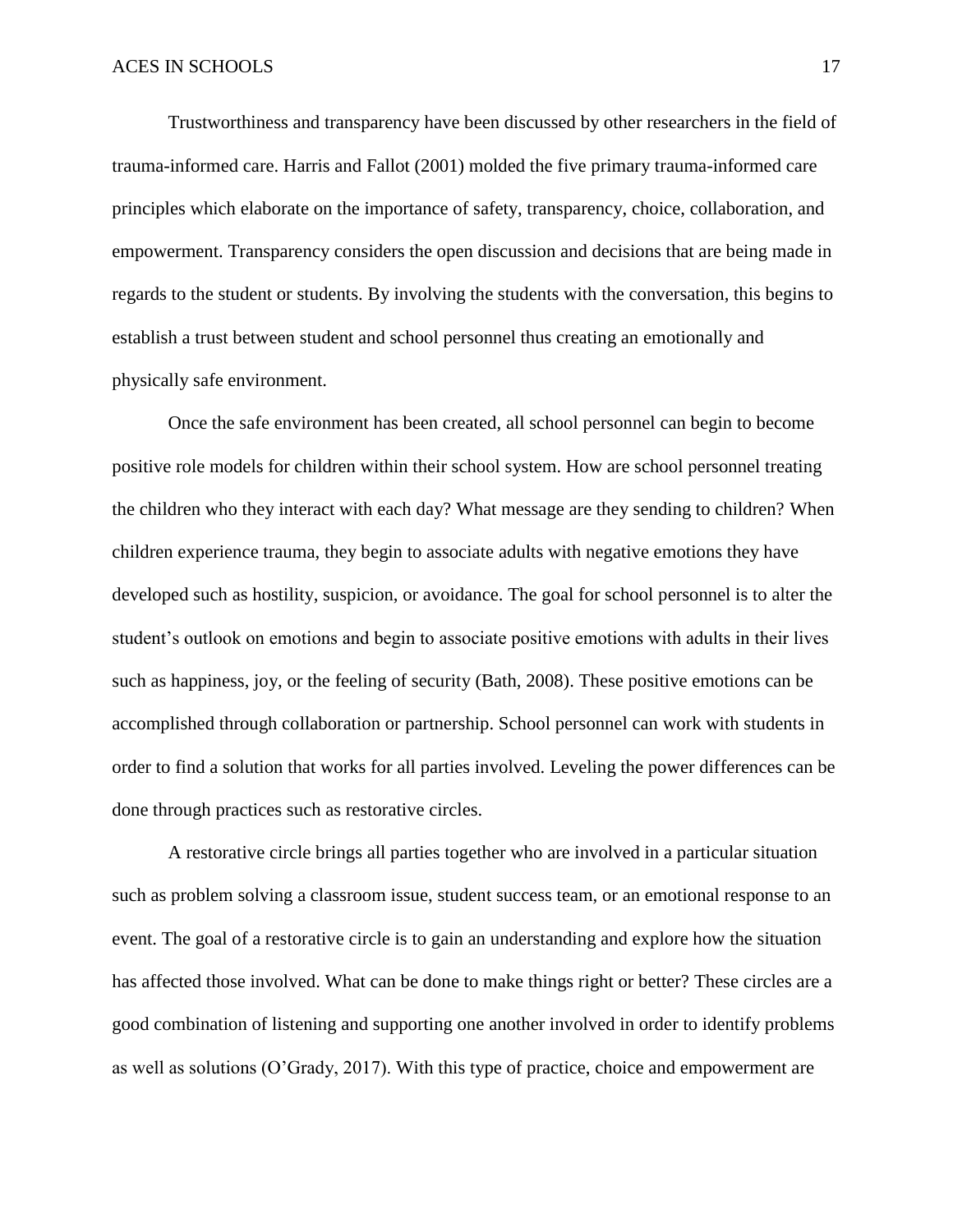Trustworthiness and transparency have been discussed by other researchers in the field of trauma-informed care. Harris and Fallot (2001) molded the five primary trauma-informed care principles which elaborate on the importance of safety, transparency, choice, collaboration, and empowerment. Transparency considers the open discussion and decisions that are being made in regards to the student or students. By involving the students with the conversation, this begins to establish a trust between student and school personnel thus creating an emotionally and physically safe environment.

Once the safe environment has been created, all school personnel can begin to become positive role models for children within their school system. How are school personnel treating the children who they interact with each day? What message are they sending to children? When children experience trauma, they begin to associate adults with negative emotions they have developed such as hostility, suspicion, or avoidance. The goal for school personnel is to alter the student's outlook on emotions and begin to associate positive emotions with adults in their lives such as happiness, joy, or the feeling of security (Bath, 2008). These positive emotions can be accomplished through collaboration or partnership. School personnel can work with students in order to find a solution that works for all parties involved. Leveling the power differences can be done through practices such as restorative circles.

A restorative circle brings all parties together who are involved in a particular situation such as problem solving a classroom issue, student success team, or an emotional response to an event. The goal of a restorative circle is to gain an understanding and explore how the situation has affected those involved. What can be done to make things right or better? These circles are a good combination of listening and supporting one another involved in order to identify problems as well as solutions (O'Grady, 2017). With this type of practice, choice and empowerment are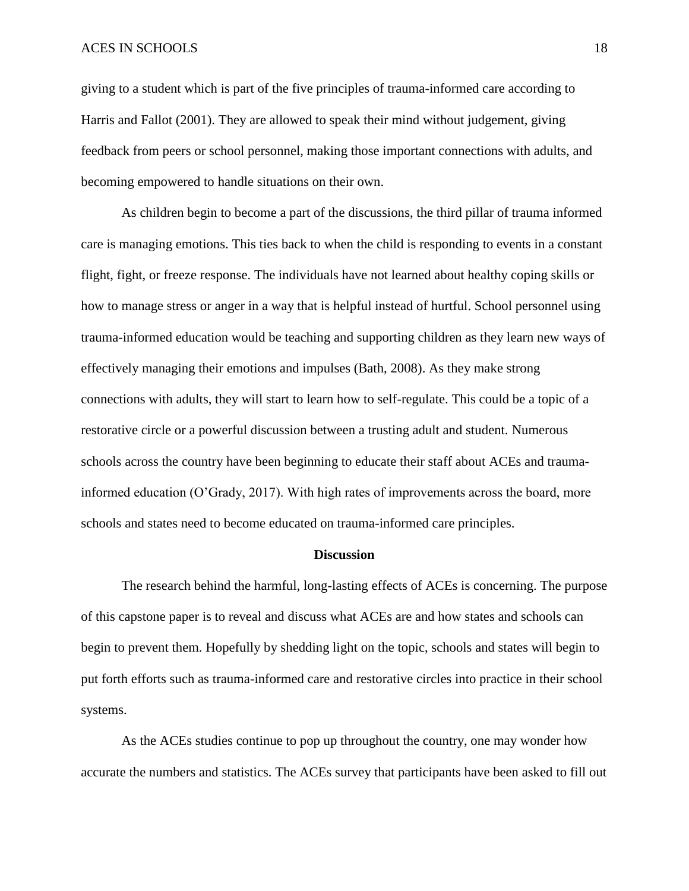giving to a student which is part of the five principles of trauma-informed care according to Harris and Fallot (2001). They are allowed to speak their mind without judgement, giving feedback from peers or school personnel, making those important connections with adults, and becoming empowered to handle situations on their own.

As children begin to become a part of the discussions, the third pillar of trauma informed care is managing emotions. This ties back to when the child is responding to events in a constant flight, fight, or freeze response. The individuals have not learned about healthy coping skills or how to manage stress or anger in a way that is helpful instead of hurtful. School personnel using trauma-informed education would be teaching and supporting children as they learn new ways of effectively managing their emotions and impulses (Bath, 2008). As they make strong connections with adults, they will start to learn how to self-regulate. This could be a topic of a restorative circle or a powerful discussion between a trusting adult and student. Numerous schools across the country have been beginning to educate their staff about ACEs and trauma-informed education (O'Grady, 2017). With high rates of improvements across the board, more schools and states need to become educated on trauma-informed care principles.

## Discussion

The research behind the harmful, long-lasting effects of ACEs is concerning. The purpose of this capstone paper is to reveal and discuss what ACEs are and how states and schools can begin to prevent them. Hopefully by shedding light on the topic, schools and states will begin to put forth efforts such as trauma-informed care and restorative circles into practice in their school systems.

As the ACEs studies continue to pop up throughout the country, one may wonder how accurate the numbers and statistics. The ACEs survey that participants have been asked to fill out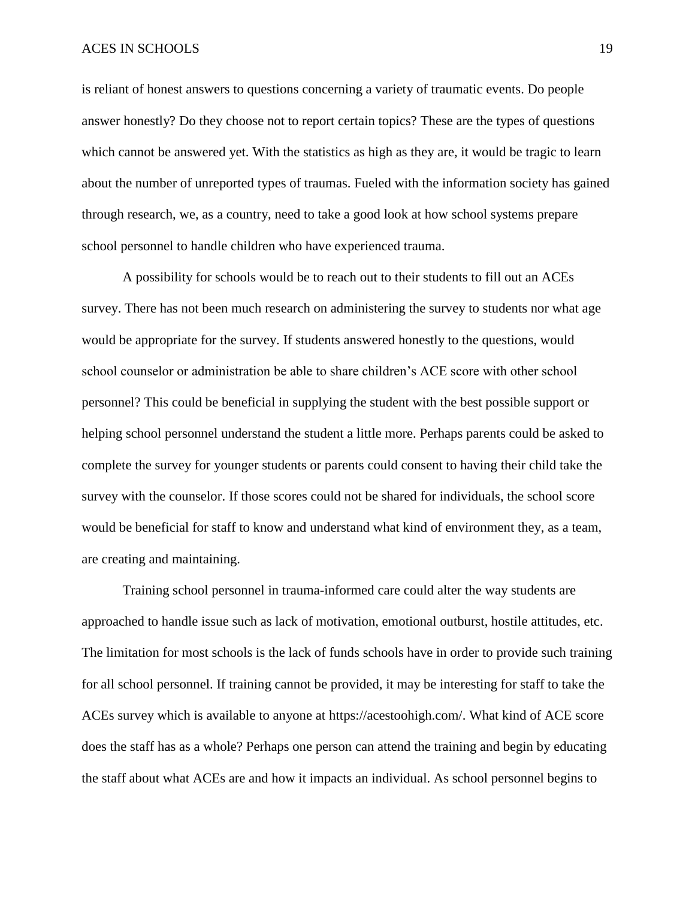is reliant of honest answers to questions concerning a variety of traumatic events. Do people answer honestly? Do they choose not to report certain topics? These are the types of questions which cannot be answered yet. With the statistics as high as they are, it would be tragic to learn about the number of unreported types of traumas. Fueled with the information society has gained through research, we, as a country, need to take a good look at how school systems prepare school personnel to handle children who have experienced trauma.

A possibility for schools would be to reach out to their students to fill out an ACEs survey. There has not been much research on administering the survey to students nor what age would be appropriate for the survey. If students answered honestly to the questions, would school counselor or administration be able to share children's ACE score with other school personnel? This could be beneficial in supplying the student with the best possible support or helping school personnel understand the student a little more. Perhaps parents could be asked to complete the survey for younger students or parents could consent to having their child take the survey with the counselor. If those scores could not be shared for individuals, the school score would be beneficial for staff to know and understand what kind of environment they, as a team, are creating and maintaining.

Training school personnel in trauma-informed care could alter the way students are approached to handle issue such as lack of motivation, emotional outburst, hostile attitudes, etc. The limitation for most schools is the lack of funds schools have in order to provide such training for all school personnel. If training cannot be provided, it may be interesting for staff to take the ACEs survey which is available to anyone at https://acestoohigh.com/. What kind of ACE score does the staff has as a whole? Perhaps one person can attend the training and begin by educating the staff about what ACEs are and how it impacts an individual. As school personnel begins to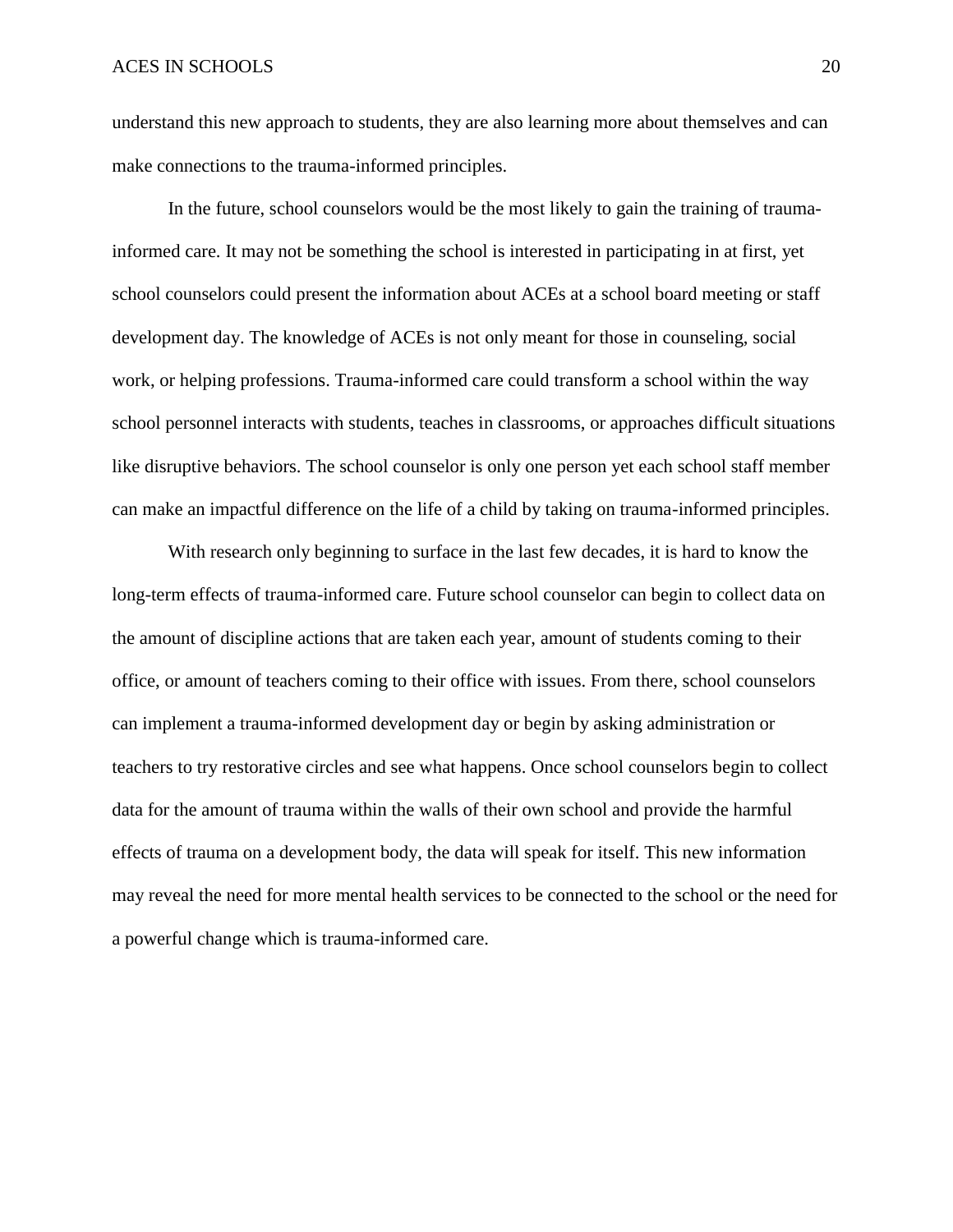understand this new approach to students, they are also learning more about themselves and can make connections to the trauma-informed principles.

In the future, school counselors would be the most likely to gain the training of trauma-informed care. It may not be something the school is interested in participating in at first, yet school counselors could present the information about ACEs at a school board meeting or staff development day. The knowledge of ACEs is not only meant for those in counseling, social work, or helping professions. Trauma-informed care could transform a school within the way school personnel interacts with students, teaches in classrooms, or approaches difficult situations like disruptive behaviors. The school counselor is only one person yet each school staff member can make an impactful difference on the life of a child by taking on trauma-informed principles.

With research only beginning to surface in the last few decades, it is hard to know the long-term effects of trauma-informed care. Future school counselor can begin to collect data on the amount of discipline actions that are taken each year, amount of students coming to their office, or amount of teachers coming to their office with issues. From there, school counselors can implement a trauma-informed development day or begin by asking administration or teachers to try restorative circles and see what happens. Once school counselors begin to collect data for the amount of trauma within the walls of their own school and provide the harmful effects of trauma on a development body, the data will speak for itself. This new information may reveal the need for more mental health services to be connected to the school or the need for a powerful change which is trauma-informed care.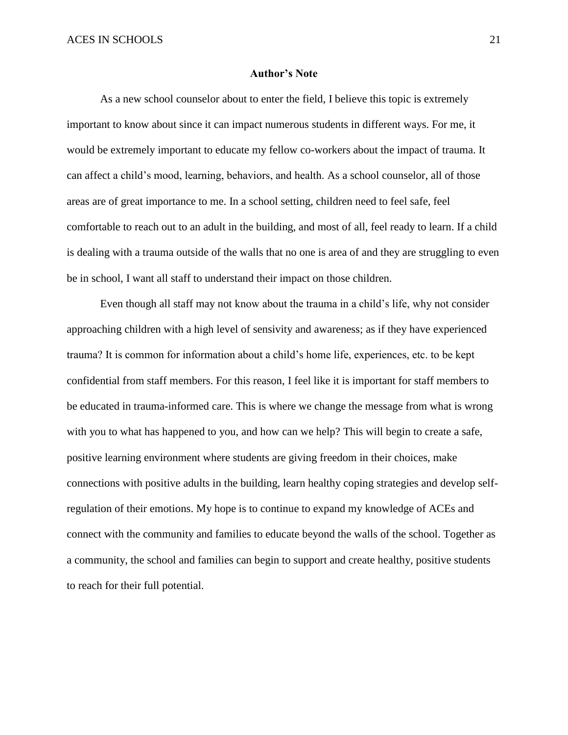## Author's Note

As a new school counselor about to enter the field, I believe this topic is extremely important to know about since it can impact numerous students in different ways. For me, it would be extremely important to educate my fellow co-workers about the impact of trauma. It can affect a child's mood, learning, behaviors, and health. As a school counselor, all of those areas are of great importance to me. In a school setting, children need to feel safe, feel comfortable to reach out to an adult in the building, and most of all, feel ready to learn. If a child is dealing with a trauma outside of the walls that no one is area of and they are struggling to even be in school, I want all staff to understand their impact on those children.

Even though all staff may not know about the trauma in a child's life, why not consider approaching children with a high level of sensivity and awareness; as if they have experienced trauma? It is common for information about a child's home life, experiences, etc. to be kept confidential from staff members. For this reason, I feel like it is important for staff members to be educated in trauma-informed care. This is where we change the message from what is wrong with you to what has happened to you, and how can we help? This will begin to create a safe, positive learning environment where students are giving freedom in their choices, make connections with positive adults in the building, learn healthy coping strategies and develop self-regulation of their emotions. My hope is to continue to expand my knowledge of ACEs and connect with the community and families to educate beyond the walls of the school. Together as a community, the school and families can begin to support and create healthy, positive students to reach for their full potential.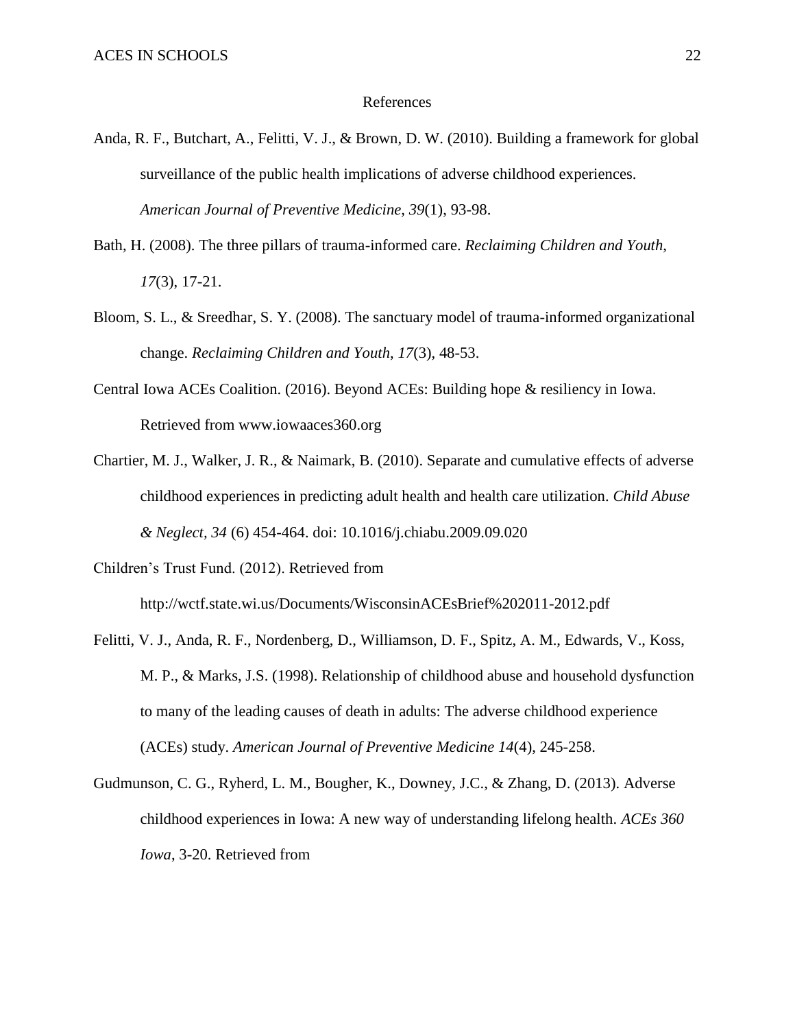# References

Anda, R. F., Butchart, A., Felitti, V. J., & Brown, D. W. (2010). Building a framework for global surveillance of the public health implications of adverse childhood experiences. *American Journal of Preventive Medicine, 39*(1), 93-98.

Bath, H. (2008). The three pillars of trauma-informed care. *Reclaiming Children and Youth*, *17*(3), 17-21.

Bloom, S. L., & Sreedhar, S. Y. (2008). The sanctuary model of trauma-informed organizational change. *Reclaiming Children and Youth*, *17*(3), 48-53.

Central Iowa ACEs Coalition. (2016). Beyond ACEs: Building hope & resiliency in Iowa. Retrieved from www.iowaaces360.org

Chartier, M. J., Walker, J. R., & Naimark, B. (2010). Separate and cumulative effects of adverse childhood experiences in predicting adult health and health care utilization. *Child Abuse & Neglect, 34* (6) 454-464. doi: 10.1016/j.chiabu.2009.09.020

Children's Trust Fund. (2012). Retrieved from http://wctf.state.wi.us/Documents/WisconsinACEsBrief%202011-2012.pdf

Felitti, V. J., Anda, R. F., Nordenberg, D., Williamson, D. F., Spitz, A. M., Edwards, V., Koss, M. P., & Marks, J.S. (1998). Relationship of childhood abuse and household dysfunction to many of the leading causes of death in adults: The adverse childhood experience (ACEs) study. *American Journal of Preventive Medicine 14*(4), 245-258.

Gudmunson, C. G., Ryherd, L. M., Bougher, K., Downey, J.C., & Zhang, D. (2013). Adverse childhood experiences in Iowa: A new way of understanding lifelong health. *ACEs 360 Iowa*, 3-20. Retrieved from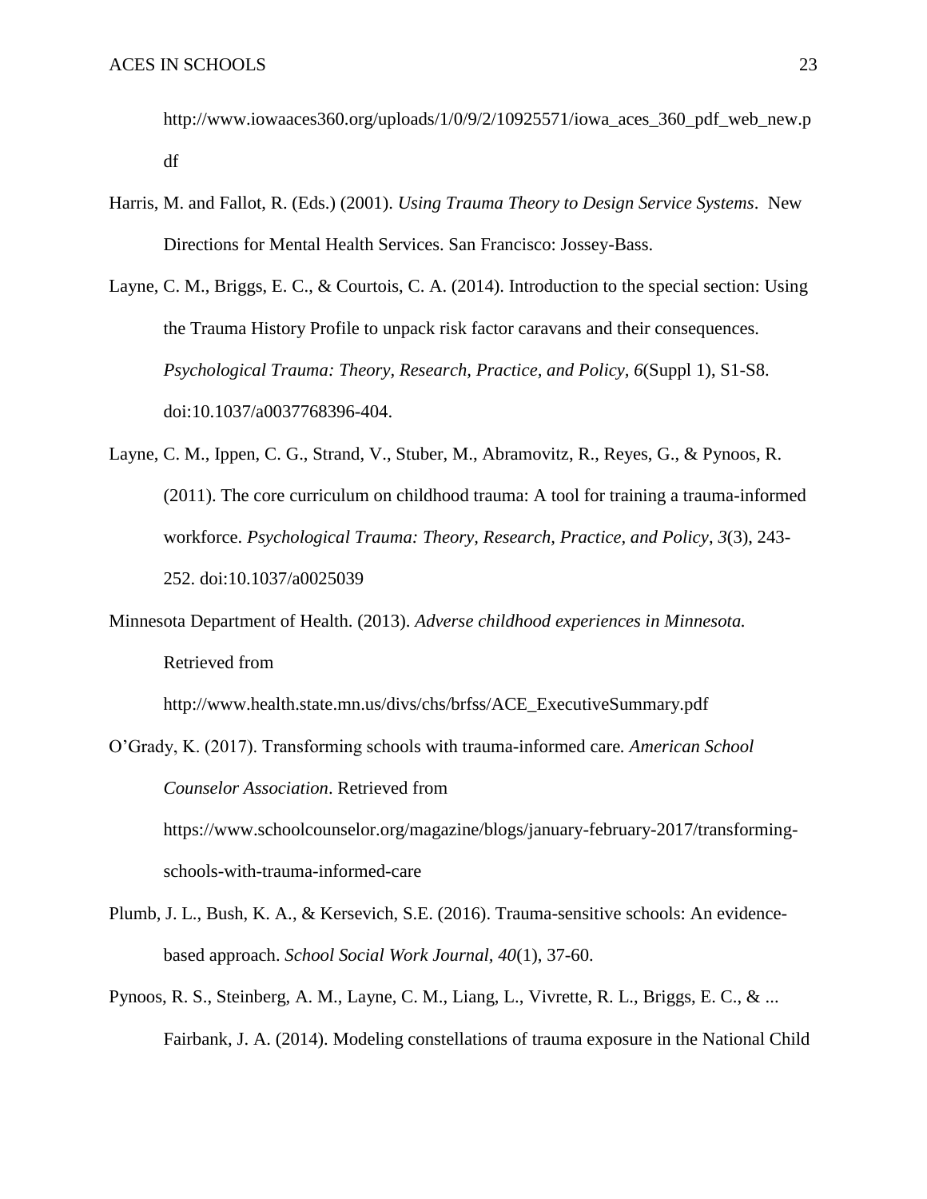http://www.iowaaces360.org/uploads/1/0/9/2/10925571/iowa_aces_360_pdf_web_new.pdf

Harris, M. and Fallot, R. (Eds.) (2001). *Using Trauma Theory to Design Service Systems*. New Directions for Mental Health Services. San Francisco: Jossey-Bass.

Layne, C. M., Briggs, E. C., & Courtois, C. A. (2014). Introduction to the special section: Using the Trauma History Profile to unpack risk factor caravans and their consequences. *Psychological Trauma: Theory, Research, Practice, and Policy, 6*(Suppl 1), S1-S8. doi:10.1037/a0037768396-404.

Layne, C. M., Ippen, C. G., Strand, V., Stuber, M., Abramovitz, R., Reyes, G., & Pynoos, R. (2011). The core curriculum on childhood trauma: A tool for training a trauma-informed workforce. *Psychological Trauma: Theory, Research, Practice, and Policy*, *3*(3), 243-252. doi:10.1037/a0025039

Minnesota Department of Health. (2013). *Adverse childhood experiences in Minnesota.* Retrieved from http://www.health.state.mn.us/divs/chs/brfss/ACE_ExecutiveSummary.pdf

O'Grady, K. (2017). Transforming schools with trauma-informed care. *American School Counselor Association*. Retrieved from https://www.schoolcounselor.org/magazine/blogs/january-february-2017/transforming-schools-with-trauma-informed-care

Plumb, J. L., Bush, K. A., & Kersevich, S.E. (2016). Trauma-sensitive schools: An evidence-based approach. *School Social Work Journal*, *40*(1), 37-60.

Pynoos, R. S., Steinberg, A. M., Layne, C. M., Liang, L., Vivrette, R. L., Briggs, E. C., & ... Fairbank, J. A. (2014). Modeling constellations of trauma exposure in the National Child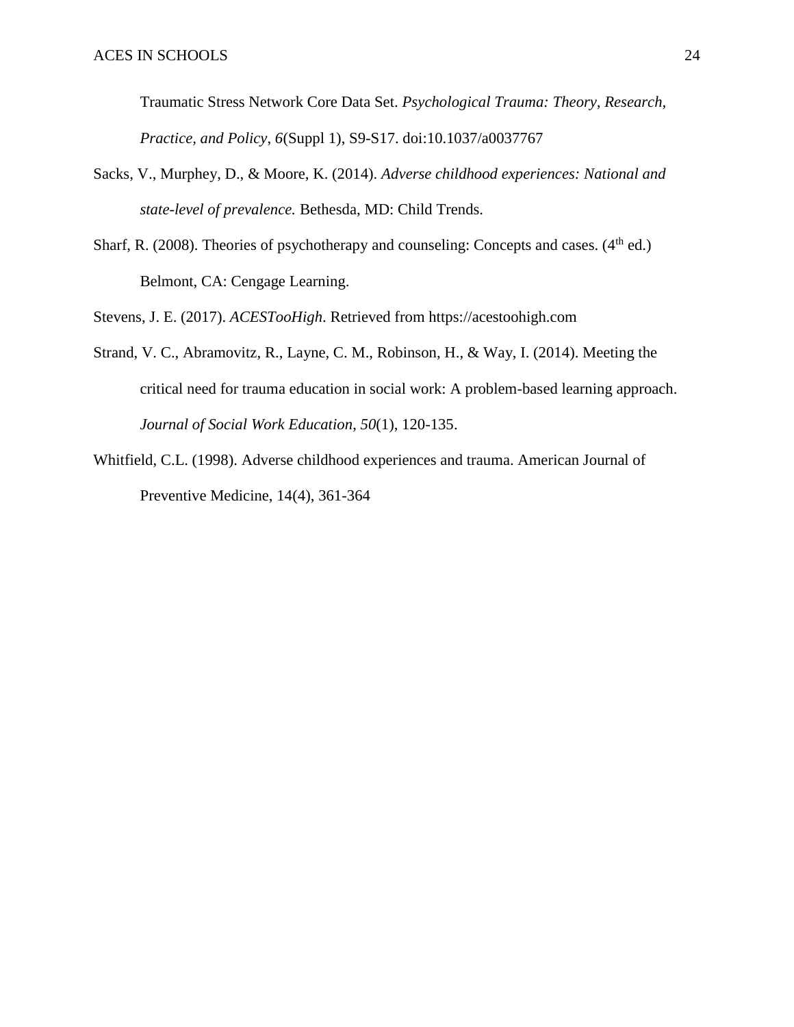Traumatic Stress Network Core Data Set. *Psychological Trauma: Theory, Research, Practice, and Policy*, *6*(Suppl 1), S9-S17. doi:10.1037/a0037767

Sacks, V., Murphey, D., & Moore, K. (2014). *Adverse childhood experiences: National and state-level of prevalence.* Bethesda, MD: Child Trends.

Sharf, R. (2008). Theories of psychotherapy and counseling: Concepts and cases. (4th ed.) Belmont, CA: Cengage Learning.

Stevens, J. E. (2017). *ACESTooHigh*. Retrieved from https://acestoohigh.com

Strand, V. C., Abramovitz, R., Layne, C. M., Robinson, H., & Way, I. (2014). Meeting the critical need for trauma education in social work: A problem-based learning approach. *Journal of Social Work Education*, *50*(1), 120-135.

Whitfield, C.L. (1998). Adverse childhood experiences and trauma. American Journal of Preventive Medicine, 14(4), 361-364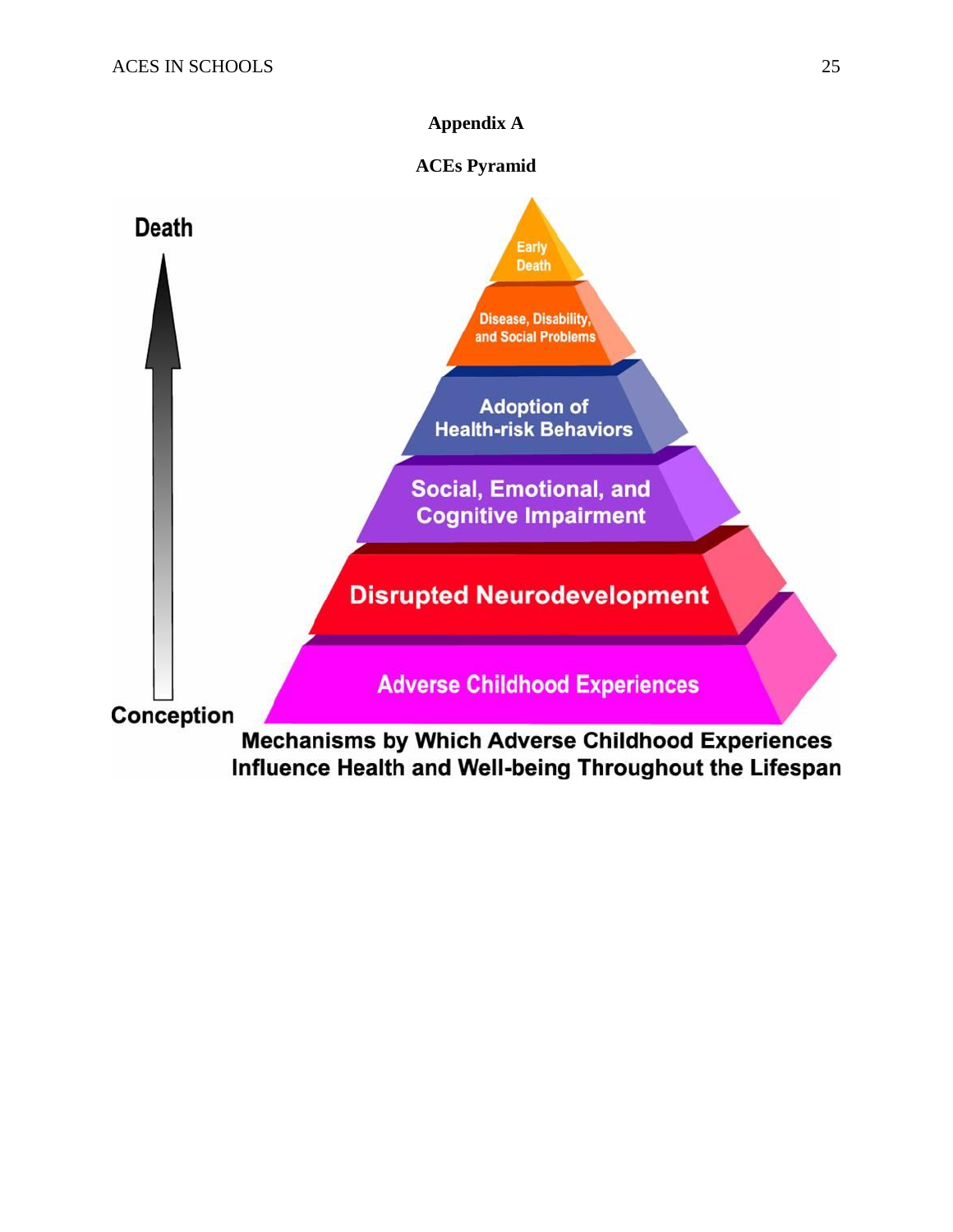## Appendix A

### ACEs Pyramid

Death

Early Death

Disease, Disability, and Social Problems

Adoption of Health-risk Behaviors

Social, Emotional, and Cognitive Impairment

Disrupted Neurodevelopment

Adverse Childhood Experiences

Conception

Mechanisms by Which Adverse Childhood Experiences Influence Health and Well-being Throughout the Lifespan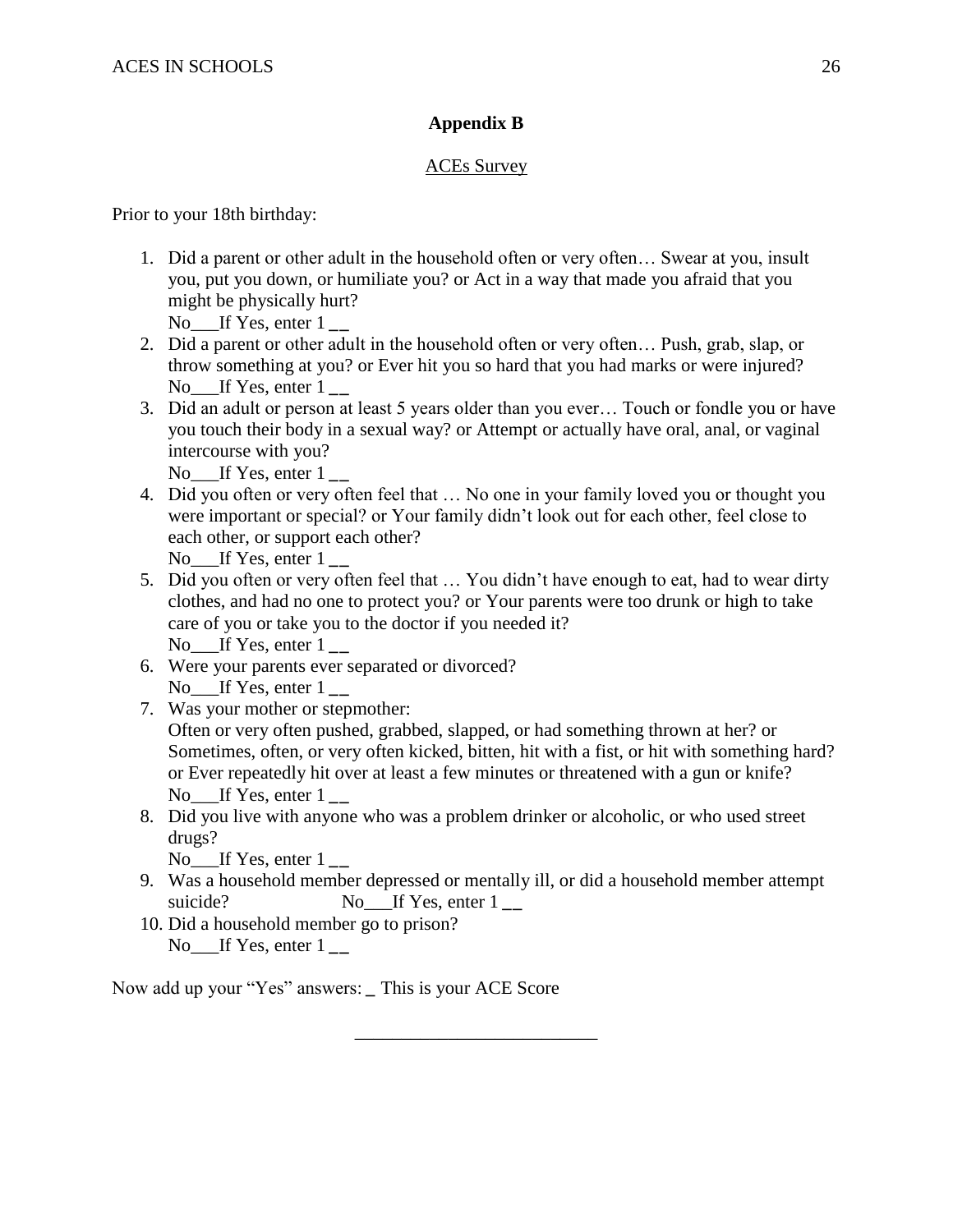**Appendix B**

ACEs Survey

Prior to your 18th birthday:

1. Did a parent or other adult in the household often or very often… Swear at you, insult you, put you down, or humiliate you? or Act in a way that made you afraid that you might be physically hurt?
   No___If Yes, enter 1 __
2. Did a parent or other adult in the household often or very often… Push, grab, slap, or throw something at you? or Ever hit you so hard that you had marks or were injured?
   No___If Yes, enter 1 __
3. Did an adult or person at least 5 years older than you ever… Touch or fondle you or have you touch their body in a sexual way? or Attempt or actually have oral, anal, or vaginal intercourse with you?
   No___If Yes, enter 1 __
4. Did you often or very often feel that … No one in your family loved you or thought you were important or special? or Your family didn't look out for each other, feel close to each other, or support each other?
   No___If Yes, enter 1 __
5. Did you often or very often feel that … You didn't have enough to eat, had to wear dirty clothes, and had no one to protect you? or Your parents were too drunk or high to take care of you or take you to the doctor if you needed it?
   No___If Yes, enter 1 __
6. Were your parents ever separated or divorced?
   No___If Yes, enter 1 __
7. Was your mother or stepmother:
   Often or very often pushed, grabbed, slapped, or had something thrown at her? or Sometimes, often, or very often kicked, bitten, hit with a fist, or hit with something hard? or Ever repeatedly hit over at least a few minutes or threatened with a gun or knife?
   No___If Yes, enter 1 __
8. Did you live with anyone who was a problem drinker or alcoholic, or who used street drugs?
   No___If Yes, enter 1 __
9. Was a household member depressed or mentally ill, or did a household member attempt suicide? No___If Yes, enter 1 __
10. Did a household member go to prison?
    No___If Yes, enter 1 __

Now add up your "Yes" answers: _ This is your ACE Score

___________________________